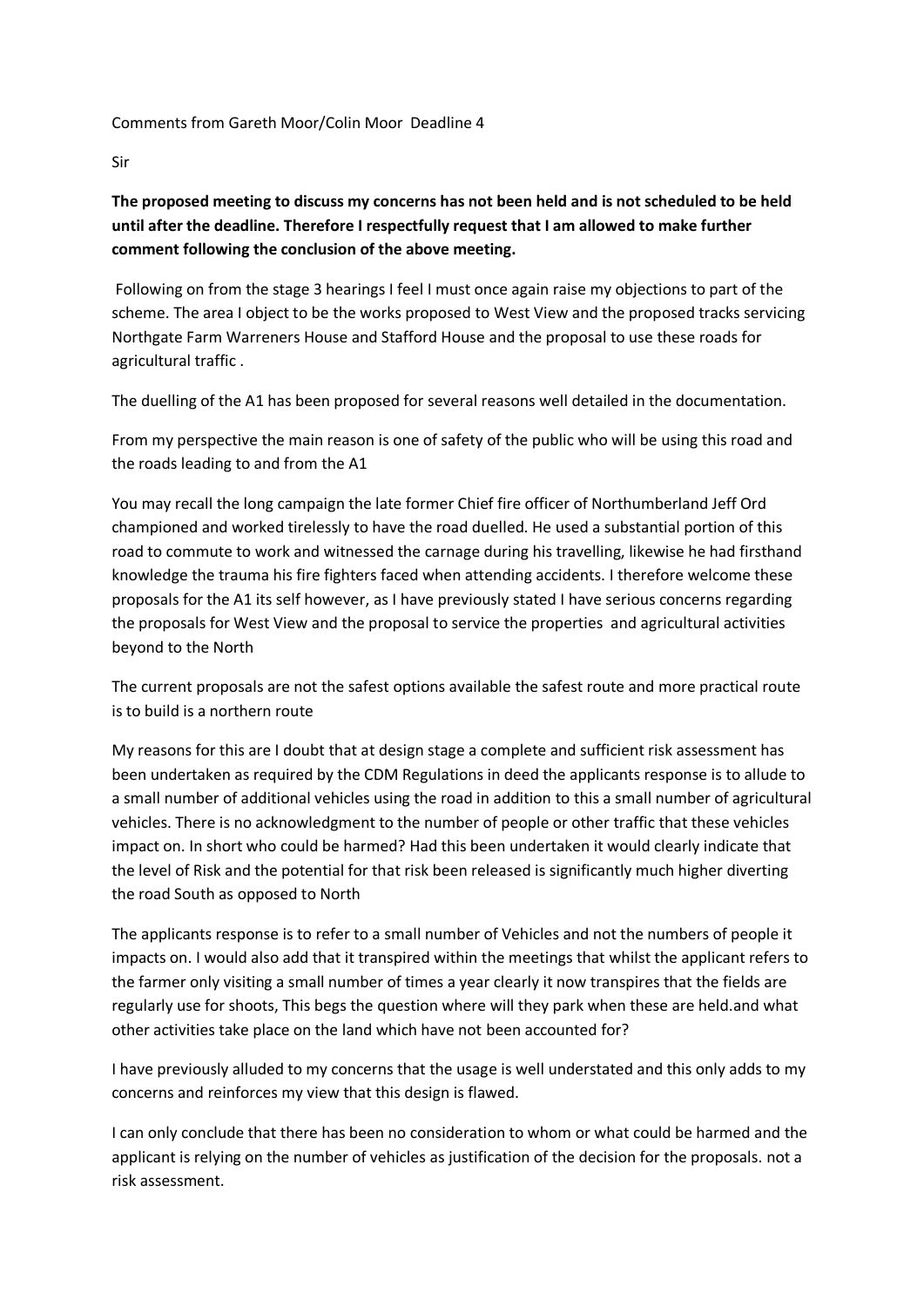Comments from Gareth Moor/Colin Moor Deadline 4

Sir

**The proposed meeting to discuss my concerns has not been held and is not scheduled to be held until after the deadline. Therefore I respectfully request that I am allowed to make further comment following the conclusion of the above meeting.**

Following on from the stage 3 hearings I feel I must once again raise my objections to part of the scheme. The area I object to be the works proposed to West View and the proposed tracks servicing Northgate Farm Warreners House and Stafford House and the proposal to use these roads for agricultural traffic .

The duelling of the A1 has been proposed for several reasons well detailed in the documentation.

From my perspective the main reason is one of safety of the public who will be using this road and the roads leading to and from the A1

You may recall the long campaign the late former Chief fire officer of Northumberland Jeff Ord championed and worked tirelessly to have the road duelled. He used a substantial portion of this road to commute to work and witnessed the carnage during his travelling, likewise he had firsthand knowledge the trauma his fire fighters faced when attending accidents. I therefore welcome these proposals for the A1 its self however, as I have previously stated I have serious concerns regarding the proposals for West View and the proposal to service the properties and agricultural activities beyond to the North

The current proposals are not the safest options available the safest route and more practical route is to build is a northern route

My reasons for this are I doubt that at design stage a complete and sufficient risk assessment has been undertaken as required by the CDM Regulations in deed the applicants response is to allude to a small number of additional vehicles using the road in addition to this a small number of agricultural vehicles. There is no acknowledgment to the number of people or other traffic that these vehicles impact on. In short who could be harmed? Had this been undertaken it would clearly indicate that the level of Risk and the potential for that risk been released is significantly much higher diverting the road South as opposed to North

The applicants response is to refer to a small number of Vehicles and not the numbers of people it impacts on. I would also add that it transpired within the meetings that whilst the applicant refers to the farmer only visiting a small number of times a year clearly it now transpires that the fields are regularly use for shoots, This begs the question where will they park when these are held.and what other activities take place on the land which have not been accounted for?

I have previously alluded to my concerns that the usage is well understated and this only adds to my concerns and reinforces my view that this design is flawed.

I can only conclude that there has been no consideration to whom or what could be harmed and the applicant is relying on the number of vehicles as justification of the decision for the proposals. not a risk assessment.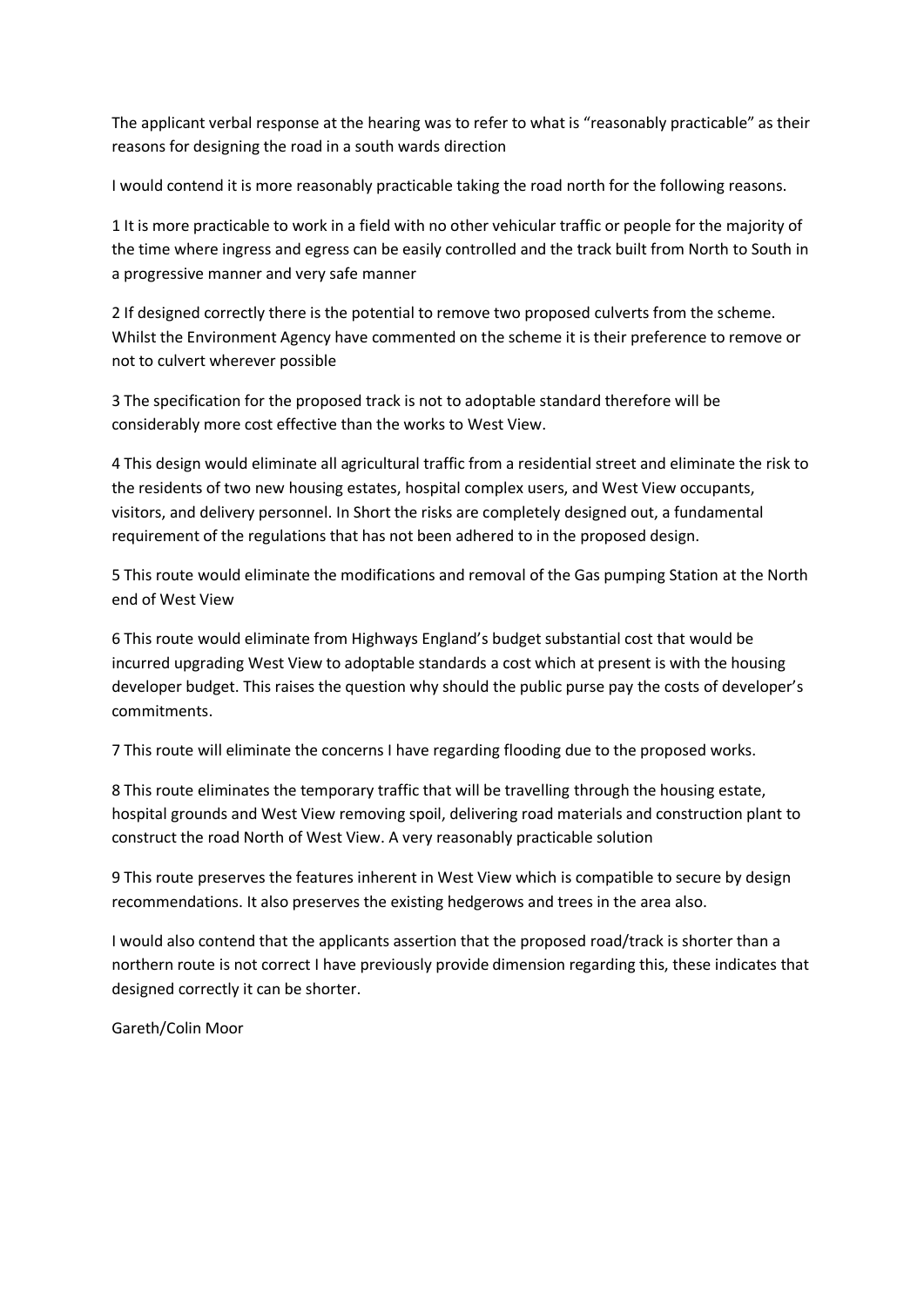The applicant verbal response at the hearing was to refer to what is "reasonably practicable" as their reasons for designing the road in a south wards direction

I would contend it is more reasonably practicable taking the road north for the following reasons.

1 It is more practicable to work in a field with no other vehicular traffic or people for the majority of the time where ingress and egress can be easily controlled and the track built from North to South in a progressive manner and very safe manner

2 If designed correctly there is the potential to remove two proposed culverts from the scheme. Whilst the Environment Agency have commented on the scheme it is their preference to remove or not to culvert wherever possible

3 The specification for the proposed track is not to adoptable standard therefore will be considerably more cost effective than the works to West View.

4 This design would eliminate all agricultural traffic from a residential street and eliminate the risk to the residents of two new housing estates, hospital complex users, and West View occupants, visitors, and delivery personnel. In Short the risks are completely designed out, a fundamental requirement of the regulations that has not been adhered to in the proposed design.

5 This route would eliminate the modifications and removal of the Gas pumping Station at the North end of West View

6 This route would eliminate from Highways England's budget substantial cost that would be incurred upgrading West View to adoptable standards a cost which at present is with the housing developer budget. This raises the question why should the public purse pay the costs of developer's commitments.

7 This route will eliminate the concerns I have regarding flooding due to the proposed works.

8 This route eliminates the temporary traffic that will be travelling through the housing estate, hospital grounds and West View removing spoil, delivering road materials and construction plant to construct the road North of West View. A very reasonably practicable solution

9 This route preserves the features inherent in West View which is compatible to secure by design recommendations. It also preserves the existing hedgerows and trees in the area also.

I would also contend that the applicants assertion that the proposed road/track is shorter than a northern route is not correct I have previously provide dimension regarding this, these indicates that designed correctly it can be shorter.

Gareth/Colin Moor